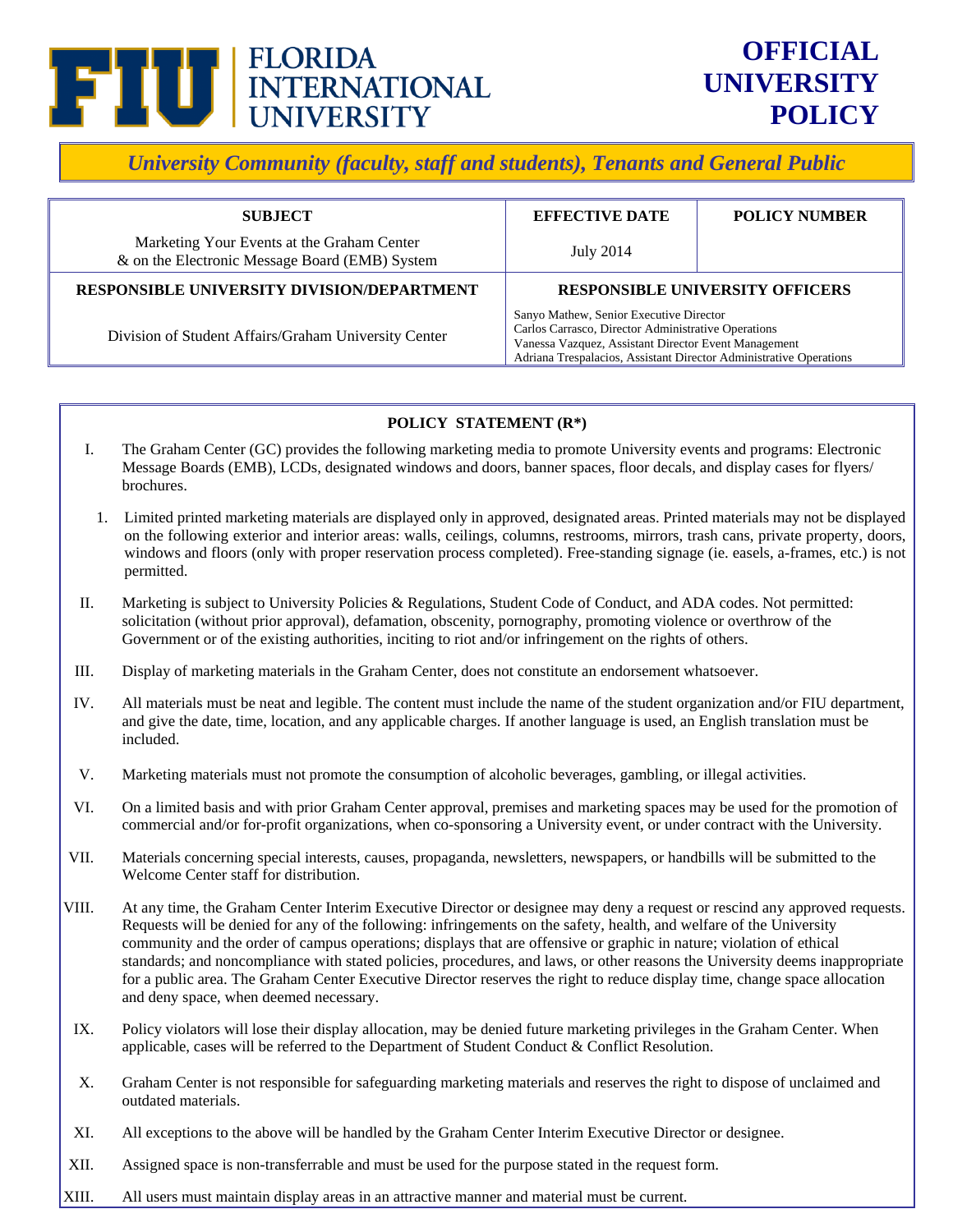# FLORIDA INTERNATIONAL UNIVERSITY

# OFFICIAL UNIVERSITY POLICY

***University Community (faculty, staff and students), Tenants and General Public***

| SUBJECT | EFFECTIVE DATE | POLICY NUMBER |
|---|---|---|
| Marketing Your Events at the Graham Center & on the Electronic Message Board (EMB) System | July 2014 | |
| **RESPONSIBLE UNIVERSITY DIVISION/DEPARTMENT** | **RESPONSIBLE UNIVERSITY OFFICERS** | |
| Division of Student Affairs/Graham University Center | Sanyo Mathew, Senior Executive Director<br>Carlos Carrasco, Director Administrative Operations<br>Vanessa Vazquez, Assistant Director Event Management<br>Adriana Trespalacios, Assistant Director Administrative Operations | |

## POLICY STATEMENT (R*)

I. The Graham Center (GC) provides the following marketing media to promote University events and programs: Electronic Message Boards (EMB), LCDs, designated windows and doors, banner spaces, floor decals, and display cases for flyers/ brochures.

1. Limited printed marketing materials are displayed only in approved, designated areas. Printed materials may not be displayed on the following exterior and interior areas: walls, ceilings, columns, restrooms, mirrors, trash cans, private property, doors, windows and floors (only with proper reservation process completed). Free-standing signage (ie. easels, a-frames, etc.) is not permitted.

II. Marketing is subject to University Policies & Regulations, Student Code of Conduct, and ADA codes. Not permitted: solicitation (without prior approval), defamation, obscenity, pornography, promoting violence or overthrow of the Government or of the existing authorities, inciting to riot and/or infringement on the rights of others.

III. Display of marketing materials in the Graham Center, does not constitute an endorsement whatsoever.

IV. All materials must be neat and legible. The content must include the name of the student organization and/or FIU department, and give the date, time, location, and any applicable charges. If another language is used, an English translation must be included.

V. Marketing materials must not promote the consumption of alcoholic beverages, gambling, or illegal activities.

VI. On a limited basis and with prior Graham Center approval, premises and marketing spaces may be used for the promotion of commercial and/or for-profit organizations, when co-sponsoring a University event, or under contract with the University.

VII. Materials concerning special interests, causes, propaganda, newsletters, newspapers, or handbills will be submitted to the Welcome Center staff for distribution.

VIII. At any time, the Graham Center Interim Executive Director or designee may deny a request or rescind any approved requests. Requests will be denied for any of the following: infringements on the safety, health, and welfare of the University community and the order of campus operations; displays that are offensive or graphic in nature; violation of ethical standards; and noncompliance with stated policies, procedures, and laws, or other reasons the University deems inappropriate for a public area. The Graham Center Executive Director reserves the right to reduce display time, change space allocation and deny space, when deemed necessary.

IX. Policy violators will lose their display allocation, may be denied future marketing privileges in the Graham Center. When applicable, cases will be referred to the Department of Student Conduct & Conflict Resolution.

X. Graham Center is not responsible for safeguarding marketing materials and reserves the right to dispose of unclaimed and outdated materials.

XI. All exceptions to the above will be handled by the Graham Center Interim Executive Director or designee.

XII. Assigned space is non-transferrable and must be used for the purpose stated in the request form.

XIII. All users must maintain display areas in an attractive manner and material must be current.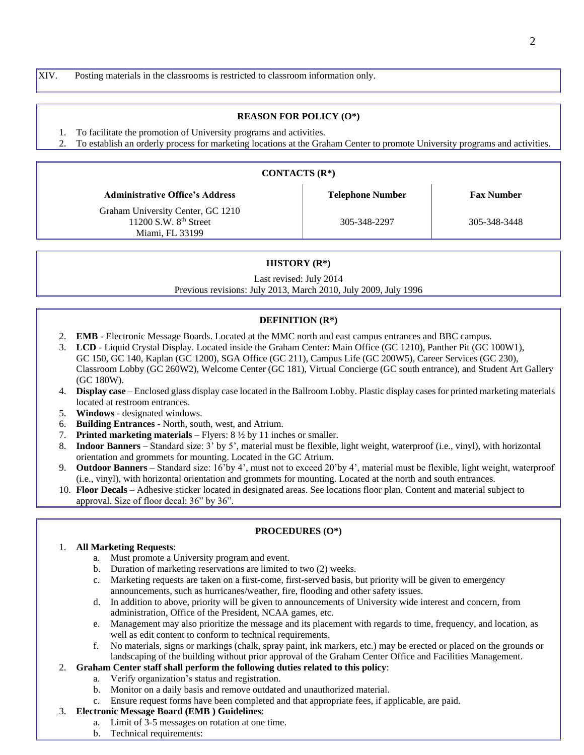XIV. Posting materials in the classrooms is restricted to classroom information only.

## REASON FOR POLICY (O*)

1. To facilitate the promotion of University programs and activities.
2. To establish an orderly process for marketing locations at the Graham Center to promote University programs and activities.

## CONTACTS (R*)

| Administrative Office's Address | Telephone Number | Fax Number |
|---|---|---|
| Graham University Center, GC 1210<br>11200 S.W. 8th Street<br>Miami, FL 33199 | 305-348-2297 | 305-348-3448 |

## HISTORY (R*)

Last revised: July 2014
Previous revisions: July 2013, March 2010, July 2009, July 1996

## DEFINITION (R*)

2. **EMB** - Electronic Message Boards. Located at the MMC north and east campus entrances and BBC campus.
3. **LCD** - Liquid Crystal Display. Located inside the Graham Center: Main Office (GC 1210), Panther Pit (GC 100W1), GC 150, GC 140, Kaplan (GC 1200), SGA Office (GC 211), Campus Life (GC 200W5), Career Services (GC 230), Classroom Lobby (GC 260W2), Welcome Center (GC 181), Virtual Concierge (GC south entrance), and Student Art Gallery (GC 180W).
4. **Display case** – Enclosed glass display case located in the Ballroom Lobby. Plastic display cases for printed marketing materials located at restroom entrances.
5. **Windows** - designated windows.
6. **Building Entrances** - North, south, west, and Atrium.
7. **Printed marketing materials** – Flyers: 8 ½ by 11 inches or smaller.
8. **Indoor Banners** – Standard size: 3' by 5', material must be flexible, light weight, waterproof (i.e., vinyl), with horizontal orientation and grommets for mounting. Located in the GC Atrium.
9. **Outdoor Banners** – Standard size: 16'by 4', must not to exceed 20'by 4', material must be flexible, light weight, waterproof (i.e., vinyl), with horizontal orientation and grommets for mounting. Located at the north and south entrances.
10. **Floor Decals** – Adhesive sticker located in designated areas. See locations floor plan. Content and material subject to approval. Size of floor decal: 36" by 36".

## PROCEDURES (O*)

1. **All Marketing Requests**:
   a. Must promote a University program and event.
   b. Duration of marketing reservations are limited to two (2) weeks.
   c. Marketing requests are taken on a first-come, first-served basis, but priority will be given to emergency announcements, such as hurricanes/weather, fire, flooding and other safety issues.
   d. In addition to above, priority will be given to announcements of University wide interest and concern, from administration, Office of the President, NCAA games, etc.
   e. Management may also prioritize the message and its placement with regards to time, frequency, and location, as well as edit content to conform to technical requirements.
   f. No materials, signs or markings (chalk, spray paint, ink markers, etc.) may be erected or placed on the grounds or landscaping of the building without prior approval of the Graham Center Office and Facilities Management.
2. **Graham Center staff shall perform the following duties related to this policy**:
   a. Verify organization's status and registration.
   b. Monitor on a daily basis and remove outdated and unauthorized material.
   c. Ensure request forms have been completed and that appropriate fees, if applicable, are paid.
3. **Electronic Message Board (EMB ) Guidelines**:
   a. Limit of 3-5 messages on rotation at one time.
   b. Technical requirements: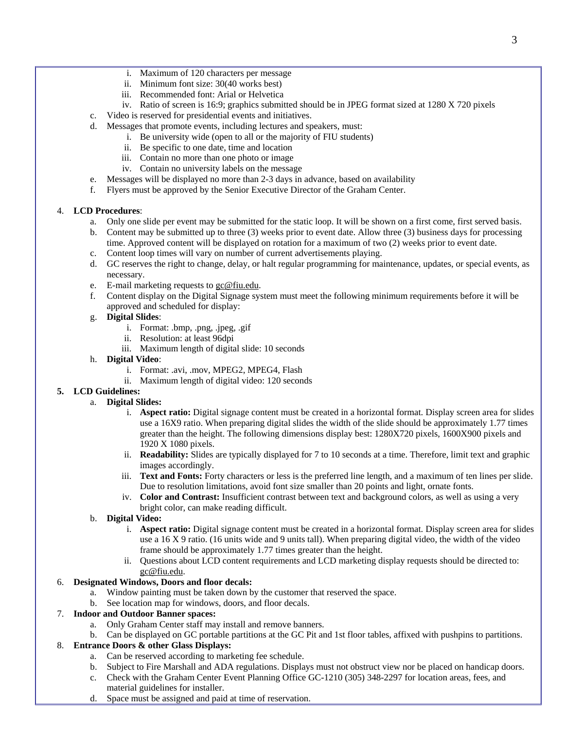i. Maximum of 120 characters per message
   ii. Minimum font size: 30(40 works best)
   iii. Recommended font: Arial or Helvetica
   iv. Ratio of screen is 16:9; graphics submitted should be in JPEG format sized at 1280 X 720 pixels

   c. Video is reserved for presidential events and initiatives.
   d. Messages that promote events, including lectures and speakers, must:
      i. Be university wide (open to all or the majority of FIU students)
      ii. Be specific to one date, time and location
      iii. Contain no more than one photo or image
      iv. Contain no university labels on the message
   e. Messages will be displayed no more than 2-3 days in advance, based on availability
   f. Flyers must be approved by the Senior Executive Director of the Graham Center.

4. **LCD Procedures**:
   a. Only one slide per event may be submitted for the static loop. It will be shown on a first come, first served basis.
   b. Content may be submitted up to three (3) weeks prior to event date. Allow three (3) business days for processing time. Approved content will be displayed on rotation for a maximum of two (2) weeks prior to event date.
   c. Content loop times will vary on number of current advertisements playing.
   d. GC reserves the right to change, delay, or halt regular programming for maintenance, updates, or special events, as necessary.
   e. E-mail marketing requests to gc@fiu.edu.
   f. Content display on the Digital Signage system must meet the following minimum requirements before it will be approved and scheduled for display:
   g. **Digital Slides**:
      i. Format: .bmp, .png, .jpeg, .gif
      ii. Resolution: at least 96dpi
      iii. Maximum length of digital slide: 10 seconds
   h. **Digital Video**:
      i. Format: .avi, .mov, MPEG2, MPEG4, Flash
      ii. Maximum length of digital video: 120 seconds

5. **LCD Guidelines:**
   a. **Digital Slides:**
      i. **Aspect ratio:** Digital signage content must be created in a horizontal format. Display screen area for slides use a 16X9 ratio. When preparing digital slides the width of the slide should be approximately 1.77 times greater than the height. The following dimensions display best: 1280X720 pixels, 1600X900 pixels and 1920 X 1080 pixels.
      ii. **Readability:** Slides are typically displayed for 7 to 10 seconds at a time. Therefore, limit text and graphic images accordingly.
      iii. **Text and Fonts:** Forty characters or less is the preferred line length, and a maximum of ten lines per slide. Due to resolution limitations, avoid font size smaller than 20 points and light, ornate fonts.
      iv. **Color and Contrast:** Insufficient contrast between text and background colors, as well as using a very bright color, can make reading difficult.
   b. **Digital Video:**
      i. **Aspect ratio:** Digital signage content must be created in a horizontal format. Display screen area for slides use a 16 X 9 ratio. (16 units wide and 9 units tall). When preparing digital video, the width of the video frame should be approximately 1.77 times greater than the height.
      ii. Questions about LCD content requirements and LCD marketing display requests should be directed to: gc@fiu.edu.

6. **Designated Windows, Doors and floor decals:**
   a. Window painting must be taken down by the customer that reserved the space.
   b. See location map for windows, doors, and floor decals.

7. **Indoor and Outdoor Banner spaces:**
   a. Only Graham Center staff may install and remove banners.
   b. Can be displayed on GC portable partitions at the GC Pit and 1st floor tables, affixed with pushpins to partitions.

8. **Entrance Doors & other Glass Displays:**
   a. Can be reserved according to marketing fee schedule.
   b. Subject to Fire Marshall and ADA regulations. Displays must not obstruct view nor be placed on handicap doors.
   c. Check with the Graham Center Event Planning Office GC-1210 (305) 348-2297 for location areas, fees, and material guidelines for installer.
   d. Space must be assigned and paid at time of reservation.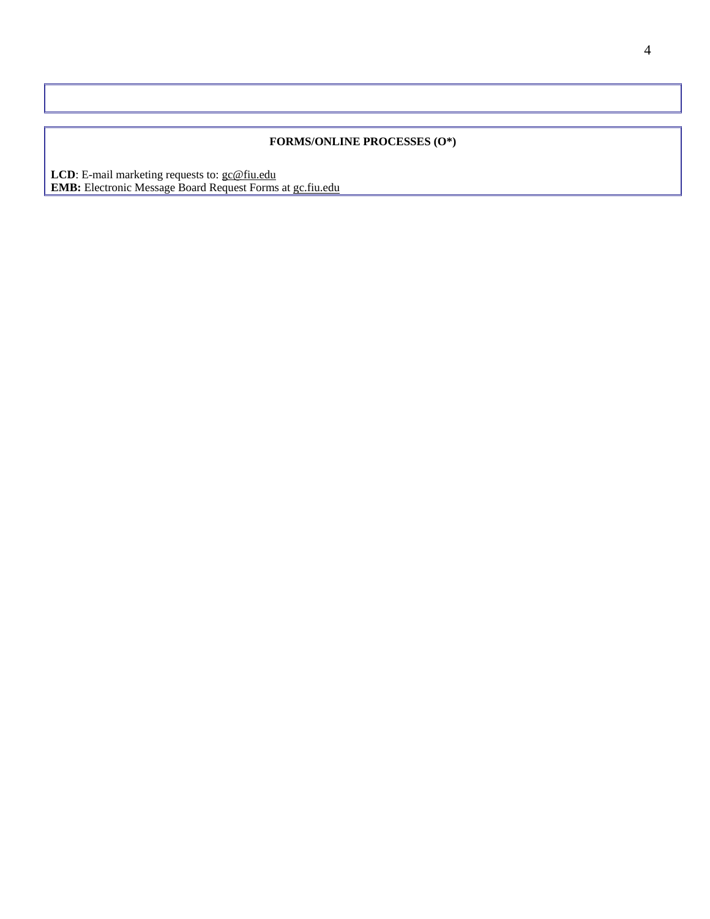**FORMS/ONLINE PROCESSES (O*)**

**LCD**: E-mail marketing requests to: gc@fiu.edu
**EMB:** Electronic Message Board Request Forms at gc.fiu.edu